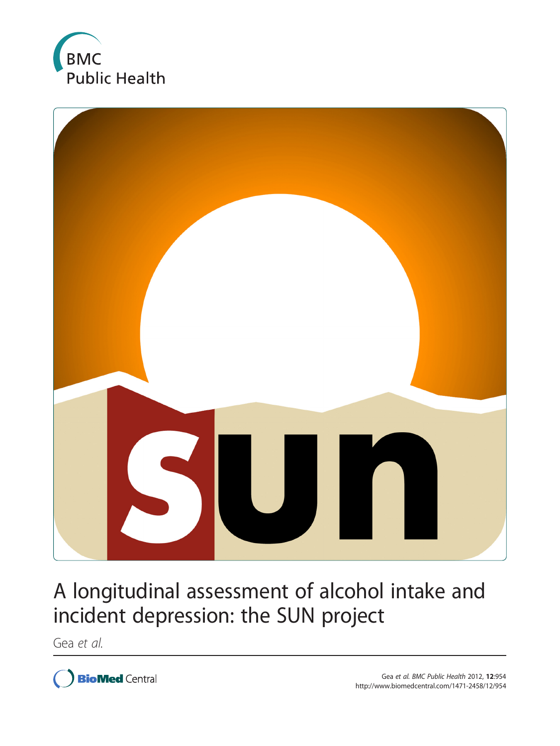BMC Public Health

# A longitudinal assessment of alcohol intake and incident depression: the SUN project

Gea *et al.*

Gea *et al. BMC Public Health* 2012, **12**:954
http://www.biomedcentral.com/1471-2458/12/954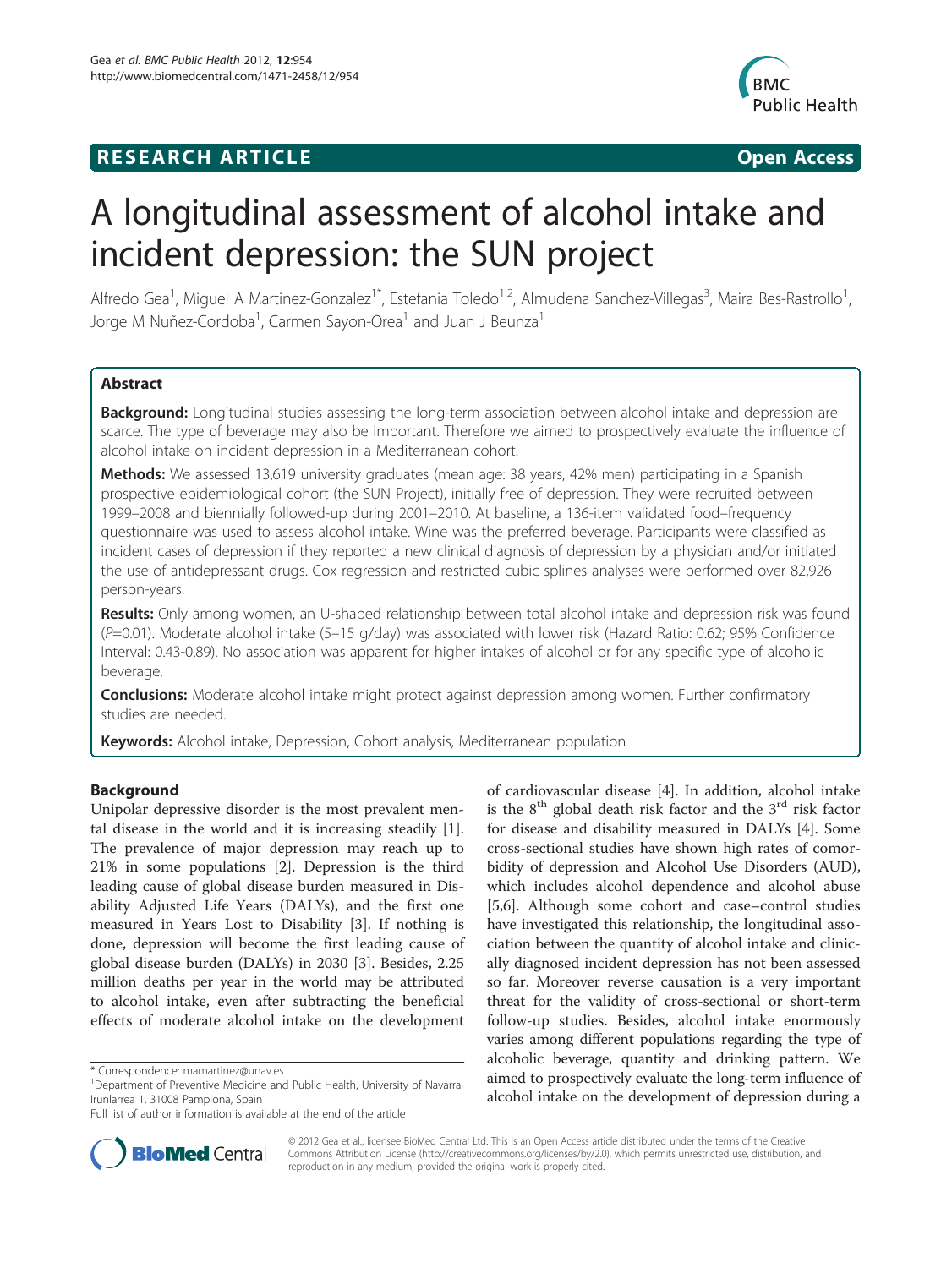# RESEARCH ARTICLE

**Open Access**

# A longitudinal assessment of alcohol intake and incident depression: the SUN project

Alfredo Gea[1], Miguel A Martinez-Gonzalez[1*], Estefania Toledo[1,2], Almudena Sanchez-Villegas[3], Maira Bes-Rastrollo[1], Jorge M Nuñez-Cordoba[1], Carmen Sayon-Orea[1] and Juan J Beunza[1]

## Abstract

**Background:** Longitudinal studies assessing the long-term association between alcohol intake and depression are scarce. The type of beverage may also be important. Therefore we aimed to prospectively evaluate the influence of alcohol intake on incident depression in a Mediterranean cohort.

**Methods:** We assessed 13,619 university graduates (mean age: 38 years, 42% men) participating in a Spanish prospective epidemiological cohort (the SUN Project), initially free of depression. They were recruited between 1999–2008 and biennially followed-up during 2001–2010. At baseline, a 136-item validated food–frequency questionnaire was used to assess alcohol intake. Wine was the preferred beverage. Participants were classified as incident cases of depression if they reported a new clinical diagnosis of depression by a physician and/or initiated the use of antidepressant drugs. Cox regression and restricted cubic splines analyses were performed over 82,926 person-years.

**Results:** Only among women, an U-shaped relationship between total alcohol intake and depression risk was found ($P$=0.01). Moderate alcohol intake (5–15 g/day) was associated with lower risk (Hazard Ratio: 0.62; 95% Confidence Interval: 0.43-0.89). No association was apparent for higher intakes of alcohol or for any specific type of alcoholic beverage.

**Conclusions:** Moderate alcohol intake might protect against depression among women. Further confirmatory studies are needed.

**Keywords:** Alcohol intake, Depression, Cohort analysis, Mediterranean population

## Background

Unipolar depressive disorder is the most prevalent mental disease in the world and it is increasing steadily [1]. The prevalence of major depression may reach up to 21% in some populations [2]. Depression is the third leading cause of global disease burden measured in Disability Adjusted Life Years (DALYs), and the first one measured in Years Lost to Disability [3]. If nothing is done, depression will become the first leading cause of global disease burden (DALYs) in 2030 [3]. Besides, 2.25 million deaths per year in the world may be attributed to alcohol intake, even after subtracting the beneficial effects of moderate alcohol intake on the development of cardiovascular disease [4]. In addition, alcohol intake is the 8th global death risk factor and the 3rd risk factor for disease and disability measured in DALYs [4]. Some cross-sectional studies have shown high rates of comorbidity of depression and Alcohol Use Disorders (AUD), which includes alcohol dependence and alcohol abuse [5,6]. Although some cohort and case–control studies have investigated this relationship, the longitudinal association between the quantity of alcohol intake and clinically diagnosed incident depression has not been assessed so far. Moreover reverse causation is a very important threat for the validity of cross-sectional or short-term follow-up studies. Besides, alcohol intake enormously varies among different populations regarding the type of alcoholic beverage, quantity and drinking pattern. We aimed to prospectively evaluate the long-term influence of alcohol intake on the development of depression during a

\* Correspondence: mamartinez@unav.es
[1]Department of Preventive Medicine and Public Health, University of Navarra, Irunlarrea 1, 31008 Pamplona, Spain
Full list of author information is available at the end of the article

© 2012 Gea et al.; licensee BioMed Central Ltd. This is an Open Access article distributed under the terms of the Creative Commons Attribution License (http://creativecommons.org/licenses/by/2.0), which permits unrestricted use, distribution, and reproduction in any medium, provided the original work is properly cited.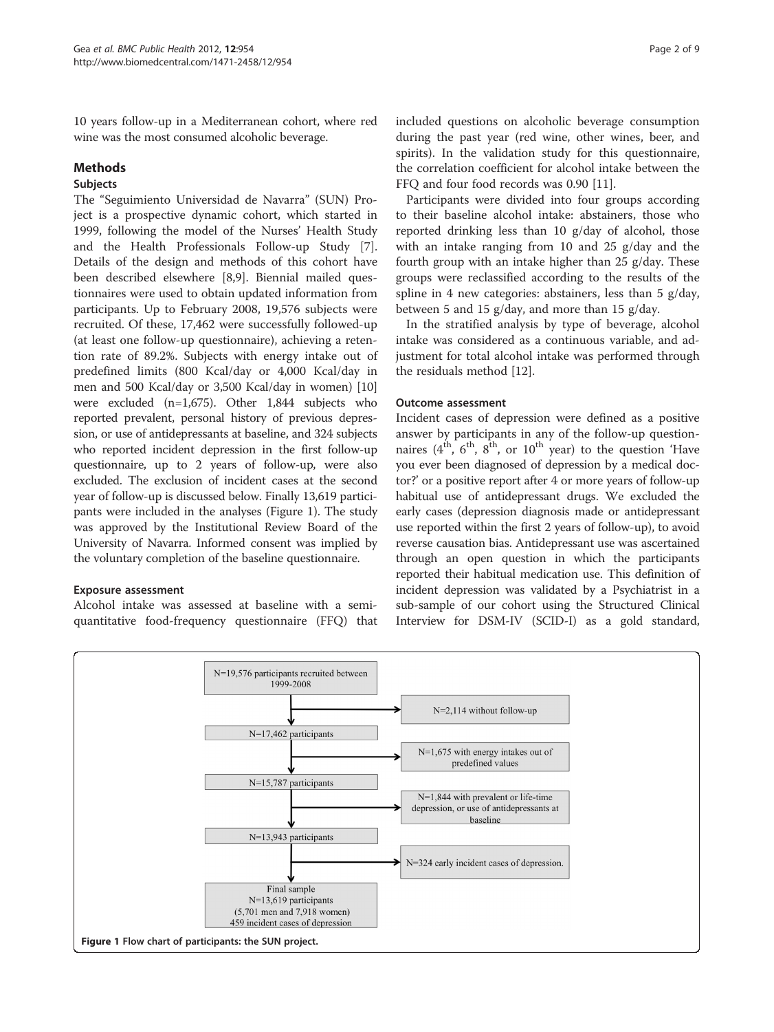10 years follow-up in a Mediterranean cohort, where red wine was the most consumed alcoholic beverage.

## Methods

### Subjects

The "Seguimiento Universidad de Navarra" (SUN) Project is a prospective dynamic cohort, which started in 1999, following the model of the Nurses' Health Study and the Health Professionals Follow-up Study [7]. Details of the design and methods of this cohort have been described elsewhere [8,9]. Biennial mailed questionnaires were used to obtain updated information from participants. Up to February 2008, 19,576 subjects were recruited. Of these, 17,462 were successfully followed-up (at least one follow-up questionnaire), achieving a retention rate of 89.2%. Subjects with energy intake out of predefined limits (800 Kcal/day or 4,000 Kcal/day in men and 500 Kcal/day or 3,500 Kcal/day in women) [10] were excluded (n=1,675). Other 1,844 subjects who reported prevalent, personal history of previous depression, or use of antidepressants at baseline, and 324 subjects who reported incident depression in the first follow-up questionnaire, up to 2 years of follow-up, were also excluded. The exclusion of incident cases at the second year of follow-up is discussed below. Finally 13,619 participants were included in the analyses (Figure 1). The study was approved by the Institutional Review Board of the University of Navarra. Informed consent was implied by the voluntary completion of the baseline questionnaire.

### Exposure assessment

Alcohol intake was assessed at baseline with a semi-quantitative food-frequency questionnaire (FFQ) that included questions on alcoholic beverage consumption during the past year (red wine, other wines, beer, and spirits). In the validation study for this questionnaire, the correlation coefficient for alcohol intake between the FFQ and four food records was 0.90 [11].

Participants were divided into four groups according to their baseline alcohol intake: abstainers, those who reported drinking less than 10 g/day of alcohol, those with an intake ranging from 10 and 25 g/day and the fourth group with an intake higher than 25 g/day. These groups were reclassified according to the results of the spline in 4 new categories: abstainers, less than 5 g/day, between 5 and 15 g/day, and more than 15 g/day.

In the stratified analysis by type of beverage, alcohol intake was considered as a continuous variable, and adjustment for total alcohol intake was performed through the residuals method [12].

### Outcome assessment

Incident cases of depression were defined as a positive answer by participants in any of the follow-up questionnaires (4[th], 6[th], 8[th], or 10[th] year) to the question 'Have you ever been diagnosed of depression by a medical doctor?' or a positive report after 4 or more years of follow-up habitual use of antidepressant drugs. We excluded the early cases (depression diagnosis made or antidepressant use reported within the first 2 years of follow-up), to avoid reverse causation bias. Antidepressant use was ascertained through an open question in which the participants reported their habitual medication use. This definition of incident depression was validated by a Psychiatrist in a sub-sample of our cohort using the Structured Clinical Interview for DSM-IV (SCID-I) as a gold standard,

N=19,576 participants recruited between 1999-2008
→ N=2,114 without follow-up

N=17,462 participants
→ N=1,675 with energy intakes out of predefined values

N=15,787 participants
→ N=1,844 with prevalent or life-time depression, or use of antidepressants at baseline

N=13,943 participants
→ N=324 early incident cases of depression.

Final sample
N=13,619 participants
(5,701 men and 7,918 women)
459 incident cases of depression

**Figure 1** Flow chart of participants: the SUN project.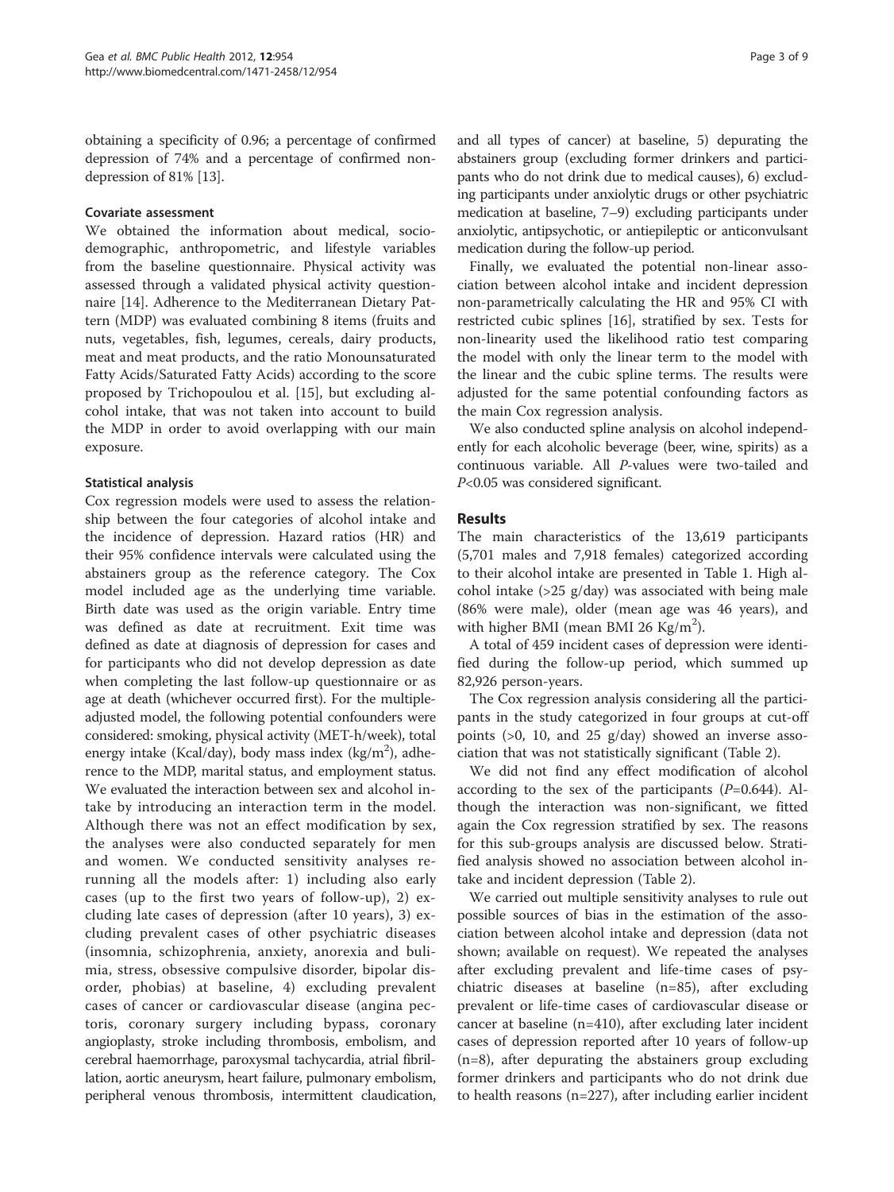obtaining a specificity of 0.96; a percentage of confirmed depression of 74% and a percentage of confirmed non-depression of 81% [13].

### Covariate assessment

We obtained the information about medical, socio-demographic, anthropometric, and lifestyle variables from the baseline questionnaire. Physical activity was assessed through a validated physical activity questionnaire [14]. Adherence to the Mediterranean Dietary Pattern (MDP) was evaluated combining 8 items (fruits and nuts, vegetables, fish, legumes, cereals, dairy products, meat and meat products, and the ratio Monounsaturated Fatty Acids/Saturated Fatty Acids) according to the score proposed by Trichopoulou et al. [15], but excluding alcohol intake, that was not taken into account to build the MDP in order to avoid overlapping with our main exposure.

### Statistical analysis

Cox regression models were used to assess the relationship between the four categories of alcohol intake and the incidence of depression. Hazard ratios (HR) and their 95% confidence intervals were calculated using the abstainers group as the reference category. The Cox model included age as the underlying time variable. Birth date was used as the origin variable. Entry time was defined as date at recruitment. Exit time was defined as date at diagnosis of depression for cases and for participants who did not develop depression as date when completing the last follow-up questionnaire or as age at death (whichever occurred first). For the multiple-adjusted model, the following potential confounders were considered: smoking, physical activity (MET-h/week), total energy intake (Kcal/day), body mass index (kg/m$^2$), adherence to the MDP, marital status, and employment status. We evaluated the interaction between sex and alcohol intake by introducing an interaction term in the model. Although there was not an effect modification by sex, the analyses were also conducted separately for men and women. We conducted sensitivity analyses re-running all the models after: 1) including also early cases (up to the first two years of follow-up), 2) excluding late cases of depression (after 10 years), 3) excluding prevalent cases of other psychiatric diseases (insomnia, schizophrenia, anxiety, anorexia and bulimia, stress, obsessive compulsive disorder, bipolar disorder, phobias) at baseline, 4) excluding prevalent cases of cancer or cardiovascular disease (angina pectoris, coronary surgery including bypass, coronary angioplasty, stroke including thrombosis, embolism, and cerebral haemorrhage, paroxysmal tachycardia, atrial fibrillation, aortic aneurysm, heart failure, pulmonary embolism, peripheral venous thrombosis, intermittent claudication, and all types of cancer) at baseline, 5) depurating the abstainers group (excluding former drinkers and participants who do not drink due to medical causes), 6) excluding participants under anxiolytic drugs or other psychiatric medication at baseline, 7–9) excluding participants under anxiolytic, antipsychotic, or antiepileptic or anticonvulsant medication during the follow-up period.

Finally, we evaluated the potential non-linear association between alcohol intake and incident depression non-parametrically calculating the HR and 95% CI with restricted cubic splines [16], stratified by sex. Tests for non-linearity used the likelihood ratio test comparing the model with only the linear term to the model with the linear and the cubic spline terms. The results were adjusted for the same potential confounding factors as the main Cox regression analysis.

We also conducted spline analysis on alcohol independently for each alcoholic beverage (beer, wine, spirits) as a continuous variable. All *P*-values were two-tailed and $P<0.05$ was considered significant.

## Results

The main characteristics of the 13,619 participants (5,701 males and 7,918 females) categorized according to their alcohol intake are presented in Table 1. High alcohol intake (>25 g/day) was associated with being male (86% were male), older (mean age was 46 years), and with higher BMI (mean BMI 26 Kg/m$^2$).

A total of 459 incident cases of depression were identified during the follow-up period, which summed up 82,926 person-years.

The Cox regression analysis considering all the participants in the study categorized in four groups at cut-off points (>0, 10, and 25 g/day) showed an inverse association that was not statistically significant (Table 2).

We did not find any effect modification of alcohol according to the sex of the participants ($P$=0.644). Although the interaction was non-significant, we fitted again the Cox regression stratified by sex. The reasons for this sub-groups analysis are discussed below. Stratified analysis showed no association between alcohol intake and incident depression (Table 2).

We carried out multiple sensitivity analyses to rule out possible sources of bias in the estimation of the association between alcohol intake and depression (data not shown; available on request). We repeated the analyses after excluding prevalent and life-time cases of psychiatric diseases at baseline (n=85), after excluding prevalent or life-time cases of cardiovascular disease or cancer at baseline (n=410), after excluding later incident cases of depression reported after 10 years of follow-up (n=8), after depurating the abstainers group excluding former drinkers and participants who do not drink due to health reasons (n=227), after including earlier incident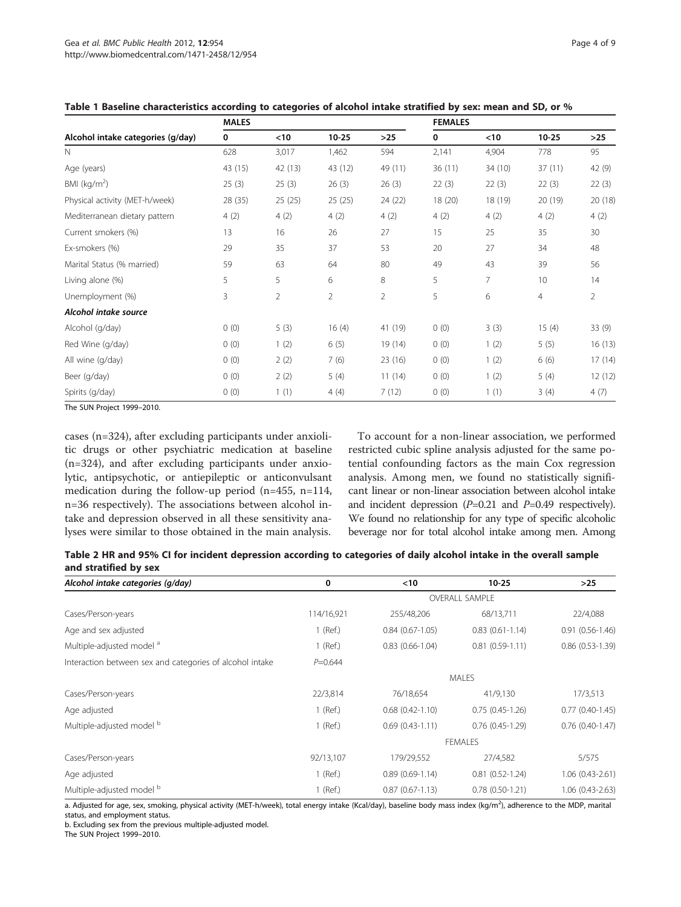**Table 1 Baseline characteristics according to categories of alcohol intake stratified by sex: mean and SD, or %**

| | MALES | | | | FEMALES | | | |
|---|---|---|---|---|---|---|---|---|
| Alcohol intake categories (g/day) | 0 | <10 | 10-25 | >25 | 0 | <10 | 10-25 | >25 |
| N | 628 | 3,017 | 1,462 | 594 | 2,141 | 4,904 | 778 | 95 |
| Age (years) | 43 (15) | 42 (13) | 43 (12) | 49 (11) | 36 (11) | 34 (10) | 37 (11) | 42 (9) |
| BMI (kg/m$^2$) | 25 (3) | 25 (3) | 26 (3) | 26 (3) | 22 (3) | 22 (3) | 22 (3) | 22 (3) |
| Physical activity (MET-h/week) | 28 (35) | 25 (25) | 25 (25) | 24 (22) | 18 (20) | 18 (19) | 20 (19) | 20 (18) |
| Mediterranean dietary pattern | 4 (2) | 4 (2) | 4 (2) | 4 (2) | 4 (2) | 4 (2) | 4 (2) | 4 (2) |
| Current smokers (%) | 13 | 16 | 26 | 27 | 15 | 25 | 35 | 30 |
| Ex-smokers (%) | 29 | 35 | 37 | 53 | 20 | 27 | 34 | 48 |
| Marital Status (% married) | 59 | 63 | 64 | 80 | 49 | 43 | 39 | 56 |
| Living alone (%) | 5 | 5 | 6 | 8 | 5 | 7 | 10 | 14 |
| Unemployment (%) | 3 | 2 | 2 | 2 | 5 | 6 | 4 | 2 |
| ***Alcohol intake source*** | | | | | | | | |
| Alcohol (g/day) | 0 (0) | 5 (3) | 16 (4) | 41 (19) | 0 (0) | 3 (3) | 15 (4) | 33 (9) |
| Red Wine (g/day) | 0 (0) | 1 (2) | 6 (5) | 19 (14) | 0 (0) | 1 (2) | 5 (5) | 16 (13) |
| All wine (g/day) | 0 (0) | 2 (2) | 7 (6) | 23 (16) | 0 (0) | 1 (2) | 6 (6) | 17 (14) |
| Beer (g/day) | 0 (0) | 2 (2) | 5 (4) | 11 (14) | 0 (0) | 1 (2) | 5 (4) | 12 (12) |
| Spirits (g/day) | 0 (0) | 1 (1) | 4 (4) | 7 (12) | 0 (0) | 1 (1) | 3 (4) | 4 (7) |

The SUN Project 1999–2010.

cases (n=324), after excluding participants under anxiolitic drugs or other psychiatric medication at baseline (n=324), and after excluding participants under anxiolytic, antipsychotic, or antiepileptic or anticonvulsant medication during the follow-up period (n=455, n=114, n=36 respectively). The associations between alcohol intake and depression observed in all these sensitivity analyses were similar to those obtained in the main analysis.

To account for a non-linear association, we performed restricted cubic spline analysis adjusted for the same potential confounding factors as the main Cox regression analysis. Among men, we found no statistically significant linear or non-linear association between alcohol intake and incident depression ($P$=0.21 and $P$=0.49 respectively). We found no relationship for any type of specific alcoholic beverage nor for total alcohol intake among men. Among

**Table 2 HR and 95% CI for incident depression according to categories of daily alcohol intake in the overall sample and stratified by sex**

| Alcohol intake categories (g/day) | 0 | <10 | 10-25 | >25 |
|---|---|---|---|---|
| | OVERALL SAMPLE | | | |
| Cases/Person-years | 114/16,921 | 255/48,206 | 68/13,711 | 22/4,088 |
| Age and sex adjusted | 1 (Ref.) | 0.84 (0.67-1.05) | 0.83 (0.61-1.14) | 0.91 (0.56-1.46) |
| Multiple-adjusted model [a] | 1 (Ref.) | 0.83 (0.66-1.04) | 0.81 (0.59-1.11) | 0.86 (0.53-1.39) |
| Interaction between sex and categories of alcohol intake | $P$=0.644 | | | |
| | MALES | | | |
| Cases/Person-years | 22/3,814 | 76/18,654 | 41/9,130 | 17/3,513 |
| Age adjusted | 1 (Ref.) | 0.68 (0.42-1.10) | 0.75 (0.45-1.26) | 0.77 (0.40-1.45) |
| Multiple-adjusted model [b] | 1 (Ref.) | 0.69 (0.43-1.11) | 0.76 (0.45-1.29) | 0.76 (0.40-1.47) |
| | FEMALES | | | |
| Cases/Person-years | 92/13,107 | 179/29,552 | 27/4,582 | 5/575 |
| Age adjusted | 1 (Ref.) | 0.89 (0.69-1.14) | 0.81 (0.52-1.24) | 1.06 (0.43-2.61) |
| Multiple-adjusted model [b] | 1 (Ref.) | 0.87 (0.67-1.13) | 0.78 (0.50-1.21) | 1.06 (0.43-2.63) |

a. Adjusted for age, sex, smoking, physical activity (MET-h/week), total energy intake (Kcal/day), baseline body mass index (kg/m$^2$), adherence to the MDP, marital status, and employment status.
b. Excluding sex from the previous multiple-adjusted model.
The SUN Project 1999–2010.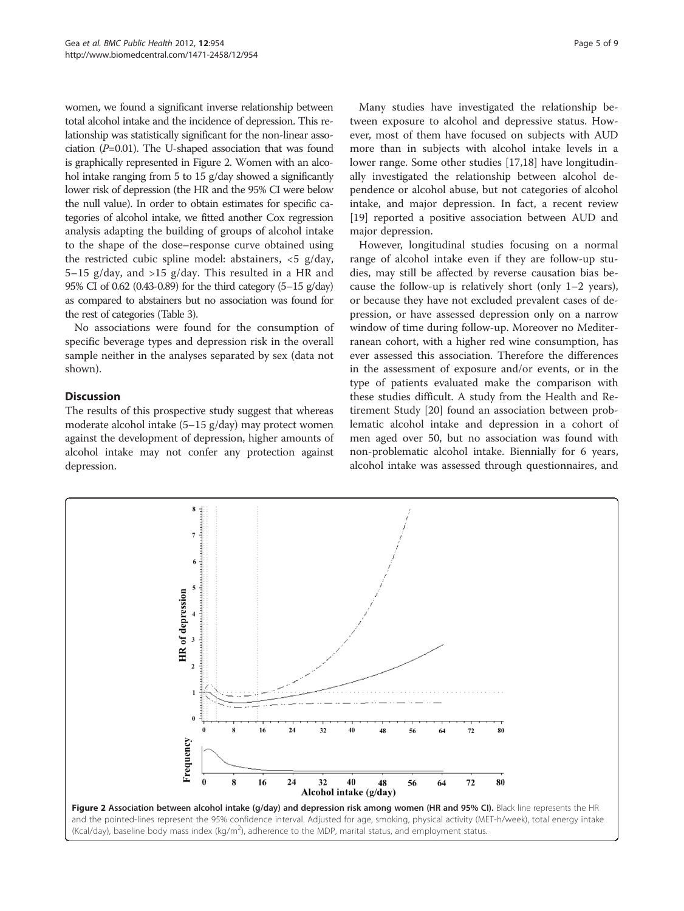women, we found a significant inverse relationship between total alcohol intake and the incidence of depression. This relationship was statistically significant for the non-linear association ($P$=0.01). The U-shaped association that was found is graphically represented in Figure 2. Women with an alcohol intake ranging from 5 to 15 g/day showed a significantly lower risk of depression (the HR and the 95% CI were below the null value). In order to obtain estimates for specific categories of alcohol intake, we fitted another Cox regression analysis adapting the building of groups of alcohol intake to the shape of the dose–response curve obtained using the restricted cubic spline model: abstainers, <5 g/day, 5–15 g/day, and >15 g/day. This resulted in a HR and 95% CI of 0.62 (0.43-0.89) for the third category (5–15 g/day) as compared to abstainers but no association was found for the rest of categories (Table 3).

No associations were found for the consumption of specific beverage types and depression risk in the overall sample neither in the analyses separated by sex (data not shown).

## Discussion

The results of this prospective study suggest that whereas moderate alcohol intake (5–15 g/day) may protect women against the development of depression, higher amounts of alcohol intake may not confer any protection against depression.

Many studies have investigated the relationship between exposure to alcohol and depressive status. However, most of them have focused on subjects with AUD more than in subjects with alcohol intake levels in a lower range. Some other studies [17,18] have longitudinally investigated the relationship between alcohol dependence or alcohol abuse, but not categories of alcohol intake, and major depression. In fact, a recent review [19] reported a positive association between AUD and major depression.

However, longitudinal studies focusing on a normal range of alcohol intake even if they are follow-up studies, may still be affected by reverse causation bias because the follow-up is relatively short (only 1–2 years), or because they have not excluded prevalent cases of depression, or have assessed depression only on a narrow window of time during follow-up. Moreover no Mediterranean cohort, with a higher red wine consumption, has ever assessed this association. Therefore the differences in the assessment of exposure and/or events, or in the type of patients evaluated make the comparison with these studies difficult. A study from the Health and Retirement Study [20] found an association between problematic alcohol intake and depression in a cohort of men aged over 50, but no association was found with non-problematic alcohol intake. Biennially for 6 years, alcohol intake was assessed through questionnaires, and

**Figure 2 Association between alcohol intake (g/day) and depression risk among women (HR and 95% CI).** Black line represents the HR and the pointed-lines represent the 95% confidence interval. Adjusted for age, smoking, physical activity (MET-h/week), total energy intake (Kcal/day), baseline body mass index (kg/m$^2$), adherence to the MDP, marital status, and employment status.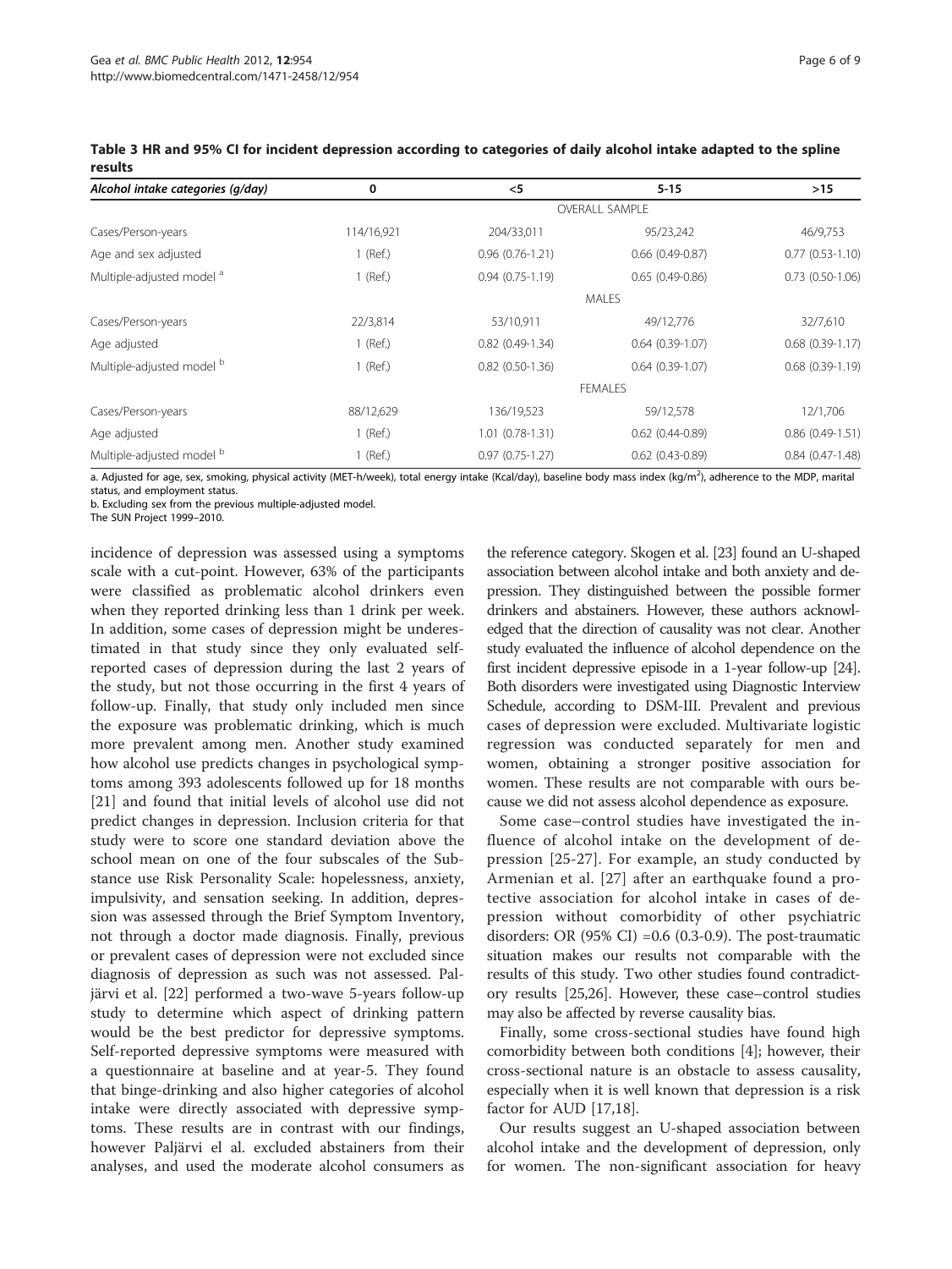**Table 3 HR and 95% CI for incident depression according to categories of daily alcohol intake adapted to the spline results**

| Alcohol intake categories (g/day) | 0 | <5 | 5-15 | >15 |
|---|---|---|---|---|
| | OVERALL SAMPLE | | | |
| Cases/Person-years | 114/16,921 | 204/33,011 | 95/23,242 | 46/9,753 |
| Age and sex adjusted | 1 (Ref.) | 0.96 (0.76-1.21) | 0.66 (0.49-0.87) | 0.77 (0.53-1.10) |
| Multiple-adjusted model [a] | 1 (Ref.) | 0.94 (0.75-1.19) | 0.65 (0.49-0.86) | 0.73 (0.50-1.06) |
| | MALES | | | |
| Cases/Person-years | 22/3,814 | 53/10,911 | 49/12,776 | 32/7,610 |
| Age adjusted | 1 (Ref.) | 0.82 (0.49-1.34) | 0.64 (0.39-1.07) | 0.68 (0.39-1.17) |
| Multiple-adjusted model [b] | 1 (Ref.) | 0.82 (0.50-1.36) | 0.64 (0.39-1.07) | 0.68 (0.39-1.19) |
| | FEMALES | | | |
| Cases/Person-years | 88/12,629 | 136/19,523 | 59/12,578 | 12/1,706 |
| Age adjusted | 1 (Ref.) | 1.01 (0.78-1.31) | 0.62 (0.44-0.89) | 0.86 (0.49-1.51) |
| Multiple-adjusted model [b] | 1 (Ref.) | 0.97 (0.75-1.27) | 0.62 (0.43-0.89) | 0.84 (0.47-1.48) |

a. Adjusted for age, sex, smoking, physical activity (MET-h/week), total energy intake (Kcal/day), baseline body mass index (kg/m$^2$), adherence to the MDP, marital status, and employment status.
b. Excluding sex from the previous multiple-adjusted model.
The SUN Project 1999–2010.

incidence of depression was assessed using a symptoms scale with a cut-point. However, 63% of the participants were classified as problematic alcohol drinkers even when they reported drinking less than 1 drink per week. In addition, some cases of depression might be underestimated in that study since they only evaluated self-reported cases of depression during the last 2 years of the study, but not those occurring in the first 4 years of follow-up. Finally, that study only included men since the exposure was problematic drinking, which is much more prevalent among men. Another study examined how alcohol use predicts changes in psychological symptoms among 393 adolescents followed up for 18 months [21] and found that initial levels of alcohol use did not predict changes in depression. Inclusion criteria for that study were to score one standard deviation above the school mean on one of the four subscales of the Substance use Risk Personality Scale: hopelessness, anxiety, impulsivity, and sensation seeking. In addition, depression was assessed through the Brief Symptom Inventory, not through a doctor made diagnosis. Finally, previous or prevalent cases of depression were not excluded since diagnosis of depression as such was not assessed. Paljärvi et al. [22] performed a two-wave 5-years follow-up study to determine which aspect of drinking pattern would be the best predictor for depressive symptoms. Self-reported depressive symptoms were measured with a questionnaire at baseline and at year-5. They found that binge-drinking and also higher categories of alcohol intake were directly associated with depressive symptoms. These results are in contrast with our findings, however Paljärvi el al. excluded abstainers from their analyses, and used the moderate alcohol consumers as the reference category. Skogen et al. [23] found an U-shaped association between alcohol intake and both anxiety and depression. They distinguished between the possible former drinkers and abstainers. However, these authors acknowledged that the direction of causality was not clear. Another study evaluated the influence of alcohol dependence on the first incident depressive episode in a 1-year follow-up [24]. Both disorders were investigated using Diagnostic Interview Schedule, according to DSM-III. Prevalent and previous cases of depression were excluded. Multivariate logistic regression was conducted separately for men and women, obtaining a stronger positive association for women. These results are not comparable with ours because we did not assess alcohol dependence as exposure.

Some case–control studies have investigated the influence of alcohol intake on the development of depression [25-27]. For example, an study conducted by Armenian et al. [27] after an earthquake found a protective association for alcohol intake in cases of depression without comorbidity of other psychiatric disorders: OR (95% CI) =0.6 (0.3-0.9). The post-traumatic situation makes our results not comparable with the results of this study. Two other studies found contradictory results [25,26]. However, these case–control studies may also be affected by reverse causality bias.

Finally, some cross-sectional studies have found high comorbidity between both conditions [4]; however, their cross-sectional nature is an obstacle to assess causality, especially when it is well known that depression is a risk factor for AUD [17,18].

Our results suggest an U-shaped association between alcohol intake and the development of depression, only for women. The non-significant association for heavy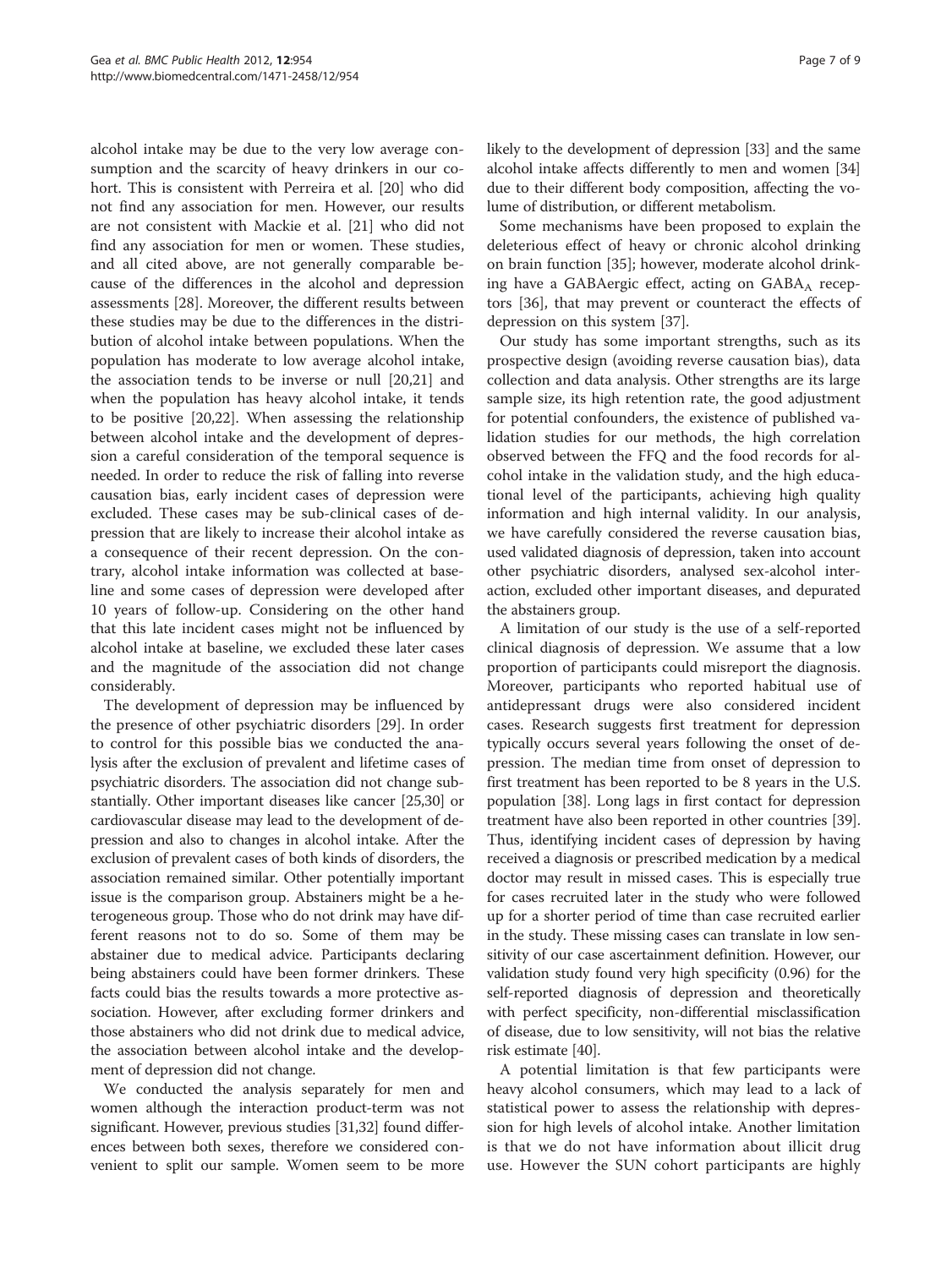alcohol intake may be due to the very low average consumption and the scarcity of heavy drinkers in our cohort. This is consistent with Perreira et al. [20] who did not find any association for men. However, our results are not consistent with Mackie et al. [21] who did not find any association for men or women. These studies, and all cited above, are not generally comparable because of the differences in the alcohol and depression assessments [28]. Moreover, the different results between these studies may be due to the differences in the distribution of alcohol intake between populations. When the population has moderate to low average alcohol intake, the association tends to be inverse or null [20,21] and when the population has heavy alcohol intake, it tends to be positive [20,22]. When assessing the relationship between alcohol intake and the development of depression a careful consideration of the temporal sequence is needed. In order to reduce the risk of falling into reverse causation bias, early incident cases of depression were excluded. These cases may be sub-clinical cases of depression that are likely to increase their alcohol intake as a consequence of their recent depression. On the contrary, alcohol intake information was collected at baseline and some cases of depression were developed after 10 years of follow-up. Considering on the other hand that this late incident cases might not be influenced by alcohol intake at baseline, we excluded these later cases and the magnitude of the association did not change considerably.

The development of depression may be influenced by the presence of other psychiatric disorders [29]. In order to control for this possible bias we conducted the analysis after the exclusion of prevalent and lifetime cases of psychiatric disorders. The association did not change substantially. Other important diseases like cancer [25,30] or cardiovascular disease may lead to the development of depression and also to changes in alcohol intake. After the exclusion of prevalent cases of both kinds of disorders, the association remained similar. Other potentially important issue is the comparison group. Abstainers might be a heterogeneous group. Those who do not drink may have different reasons not to do so. Some of them may be abstainer due to medical advice. Participants declaring being abstainers could have been former drinkers. These facts could bias the results towards a more protective association. However, after excluding former drinkers and those abstainers who did not drink due to medical advice, the association between alcohol intake and the development of depression did not change.

We conducted the analysis separately for men and women although the interaction product-term was not significant. However, previous studies [31,32] found differences between both sexes, therefore we considered convenient to split our sample. Women seem to be more likely to the development of depression [33] and the same alcohol intake affects differently to men and women [34] due to their different body composition, affecting the volume of distribution, or different metabolism.

Some mechanisms have been proposed to explain the deleterious effect of heavy or chronic alcohol drinking on brain function [35]; however, moderate alcohol drinking have a GABAergic effect, acting on $GABA_A$ receptors [36], that may prevent or counteract the effects of depression on this system [37].

Our study has some important strengths, such as its prospective design (avoiding reverse causation bias), data collection and data analysis. Other strengths are its large sample size, its high retention rate, the good adjustment for potential confounders, the existence of published validation studies for our methods, the high correlation observed between the FFQ and the food records for alcohol intake in the validation study, and the high educational level of the participants, achieving high quality information and high internal validity. In our analysis, we have carefully considered the reverse causation bias, used validated diagnosis of depression, taken into account other psychiatric disorders, analysed sex-alcohol interaction, excluded other important diseases, and depurated the abstainers group.

A limitation of our study is the use of a self-reported clinical diagnosis of depression. We assume that a low proportion of participants could misreport the diagnosis. Moreover, participants who reported habitual use of antidepressant drugs were also considered incident cases. Research suggests first treatment for depression typically occurs several years following the onset of depression. The median time from onset of depression to first treatment has been reported to be 8 years in the U.S. population [38]. Long lags in first contact for depression treatment have also been reported in other countries [39]. Thus, identifying incident cases of depression by having received a diagnosis or prescribed medication by a medical doctor may result in missed cases. This is especially true for cases recruited later in the study who were followed up for a shorter period of time than case recruited earlier in the study. These missing cases can translate in low sensitivity of our case ascertainment definition. However, our validation study found very high specificity (0.96) for the self-reported diagnosis of depression and theoretically with perfect specificity, non-differential misclassification of disease, due to low sensitivity, will not bias the relative risk estimate [40].

A potential limitation is that few participants were heavy alcohol consumers, which may lead to a lack of statistical power to assess the relationship with depression for high levels of alcohol intake. Another limitation is that we do not have information about illicit drug use. However the SUN cohort participants are highly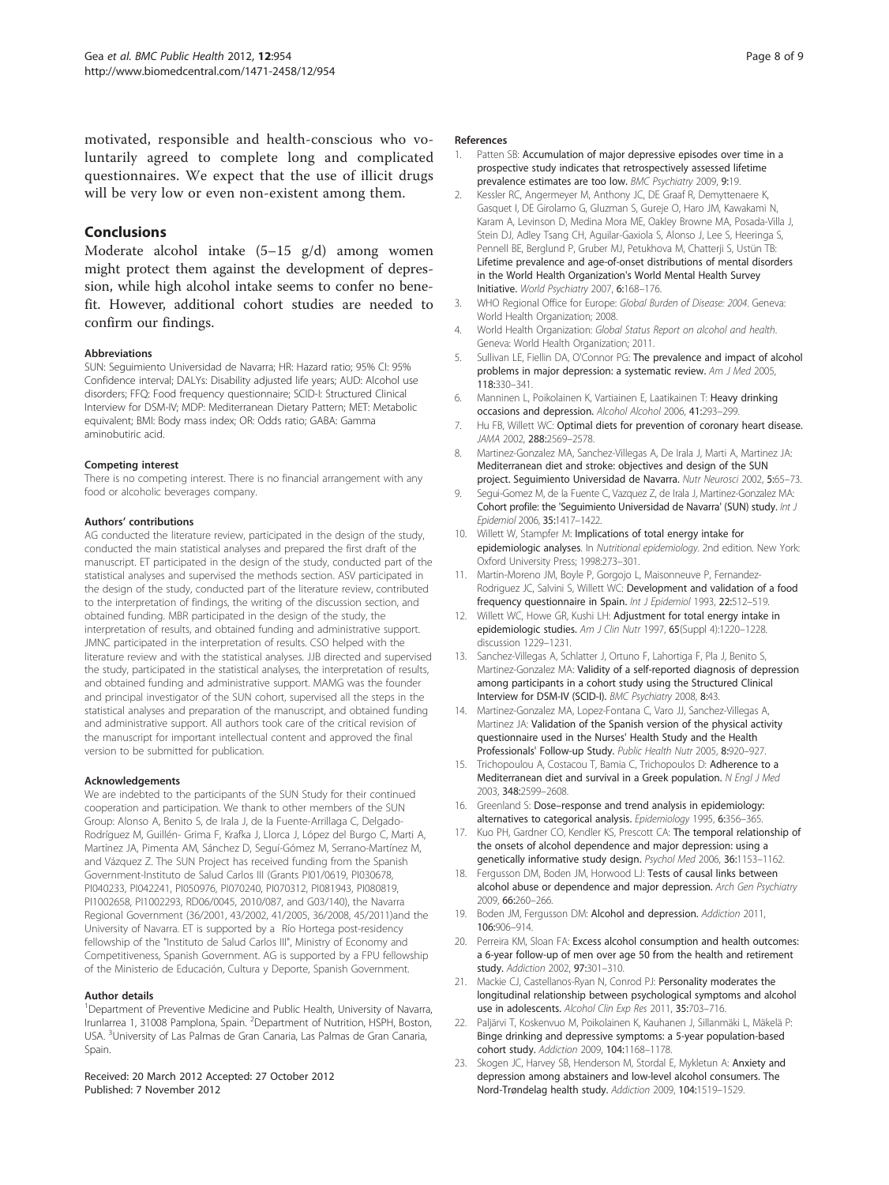motivated, responsible and health-conscious who voluntarily agreed to complete long and complicated questionnaires. We expect that the use of illicit drugs will be very low or even non-existent among them.

## Conclusions

Moderate alcohol intake (5–15 g/d) among women might protect them against the development of depression, while high alcohol intake seems to confer no benefit. However, additional cohort studies are needed to confirm our findings.

#### Abbreviations

SUN: Seguimiento Universidad de Navarra; HR: Hazard ratio; 95% CI: 95% Confidence interval; DALYs: Disability adjusted life years; AUD: Alcohol use disorders; FFQ: Food frequency questionnaire; SCID-I: Structured Clinical Interview for DSM-IV; MDP: Mediterranean Dietary Pattern; MET: Metabolic equivalent; BMI: Body mass index; OR: Odds ratio; GABA: Gamma aminobutiric acid.

#### Competing interest

There is no competing interest. There is no financial arrangement with any food or alcoholic beverages company.

#### Authors' contributions

AG conducted the literature review, participated in the design of the study, conducted the main statistical analyses and prepared the first draft of the manuscript. ET participated in the design of the study, conducted part of the statistical analyses and supervised the methods section. ASV participated in the design of the study, conducted part of the literature review, contributed to the interpretation of findings, the writing of the discussion section, and obtained funding. MBR participated in the design of the study, the interpretation of results, and obtained funding and administrative support. JMNC participated in the interpretation of results. CSO helped with the literature review and with the statistical analyses. JJB directed and supervised the study, participated in the statistical analyses, the interpretation of results, and obtained funding and administrative support. MAMG was the founder and principal investigator of the SUN cohort, supervised all the steps in the statistical analyses and preparation of the manuscript, and obtained funding and administrative support. All authors took care of the critical revision of the manuscript for important intellectual content and approved the final version to be submitted for publication.

#### Acknowledgements

We are indebted to the participants of the SUN Study for their continued cooperation and participation. We thank to other members of the SUN Group: Alonso A, Benito S, de Irala J, de la Fuente-Arrillaga C, Delgado-Rodríguez M, Guillén- Grima F, Krafka J, Llorca J, López del Burgo C, Marti A, Martínez JA, Pimenta AM, Sánchez D, Seguí-Gómez M, Serrano-Martínez M, and Vázquez Z. The SUN Project has received funding from the Spanish Government-Instituto de Salud Carlos III (Grants PI01/0619, PI030678, PI040233, PI042241, PI050976, PI070240, PI070312, PI081943, PI080819, PI1002658, PI1002293, RD06/0045, 2010/087, and G03/140), the Navarra Regional Government (36/2001, 43/2002, 41/2005, 36/2008, 45/2011)and the University of Navarra. ET is supported by a Río Hortega post-residency fellowship of the "Instituto de Salud Carlos III", Ministry of Economy and Competitiveness, Spanish Government. AG is supported by a FPU fellowship of the Ministerio de Educación, Cultura y Deporte, Spanish Government.

#### Author details

[1]Department of Preventive Medicine and Public Health, University of Navarra, Irunlarrea 1, 31008 Pamplona, Spain. [2]Department of Nutrition, HSPH, Boston, USA. [3]University of Las Palmas de Gran Canaria, Las Palmas de Gran Canaria, Spain.

Received: 20 March 2012 Accepted: 27 October 2012
Published: 7 November 2012

#### References

1. Patten SB: **Accumulation of major depressive episodes over time in a prospective study indicates that retrospectively assessed lifetime prevalence estimates are too low.** *BMC Psychiatry* 2009, **9:**19.
2. Kessler RC, Angermeyer M, Anthony JC, DE Graaf R, Demyttenaere K, Gasquet I, DE Girolamo G, Gluzman S, Gureje O, Haro JM, Kawakami N, Karam A, Levinson D, Medina Mora ME, Oakley Browne MA, Posada-Villa J, Stein DJ, Adley Tsang CH, Aguilar-Gaxiola S, Alonso J, Lee S, Heeringa S, Pennell BE, Berglund P, Gruber MJ, Petukhova M, Chatterji S, Ustün TB: **Lifetime prevalence and age-of-onset distributions of mental disorders in the World Health Organization's World Mental Health Survey Initiative.** *World Psychiatry* 2007, **6:**168–176.
3. WHO Regional Office for Europe: *Global Burden of Disease: 2004.* Geneva: World Health Organization; 2008.
4. World Health Organization: *Global Status Report on alcohol and health.* Geneva: World Health Organization; 2011.
5. Sullivan LE, Fiellin DA, O'Connor PG: **The prevalence and impact of alcohol problems in major depression: a systematic review.** *Am J Med* 2005, **118:**330–341.
6. Manninen L, Poikolainen K, Vartiainen E, Laatikainen T: **Heavy drinking occasions and depression.** *Alcohol Alcohol* 2006, **41:**293–299.
7. Hu FB, Willett WC: **Optimal diets for prevention of coronary heart disease.** *JAMA* 2002, **288:**2569–2578.
8. Martinez-Gonzalez MA, Sanchez-Villegas A, De Irala J, Marti A, Martinez JA: **Mediterranean diet and stroke: objectives and design of the SUN project. Seguimiento Universidad de Navarra.** *Nutr Neurosci* 2002, **5:**65–73.
9. Segui-Gomez M, de la Fuente C, Vazquez Z, de Irala J, Martinez-Gonzalez MA: **Cohort profile: the 'Seguimiento Universidad de Navarra' (SUN) study.** *Int J Epidemiol* 2006, **35:**1417–1422.
10. Willett W, Stampfer M: **Implications of total energy intake for epidemiologic analyses**. In *Nutritional epidemiology*. 2nd edition. New York: Oxford University Press; 1998:273–301.
11. Martin-Moreno JM, Boyle P, Gorgojo L, Maisonneuve P, Fernandez-Rodriguez JC, Salvini S, Willett WC: **Development and validation of a food frequency questionnaire in Spain.** *Int J Epidemiol* 1993, **22:**512–519.
12. Willett WC, Howe GR, Kushi LH: **Adjustment for total energy intake in epidemiologic studies.** *Am J Clin Nutr* 1997, **65**(Suppl 4):1220–1228. discussion 1229–1231.
13. Sanchez-Villegas A, Schlatter J, Ortuno F, Lahortiga F, Pla J, Benito S, Martinez-Gonzalez MA: **Validity of a self-reported diagnosis of depression among participants in a cohort study using the Structured Clinical Interview for DSM-IV (SCID-I).** *BMC Psychiatry* 2008, **8:**43.
14. Martinez-Gonzalez MA, Lopez-Fontana C, Varo JJ, Sanchez-Villegas A, Martinez JA: **Validation of the Spanish version of the physical activity questionnaire used in the Nurses' Health Study and the Health Professionals' Follow-up Study.** *Public Health Nutr* 2005, **8:**920–927.
15. Trichopoulou A, Costacou T, Bamia C, Trichopoulos D: **Adherence to a Mediterranean diet and survival in a Greek population.** *N Engl J Med* 2003, **348:**2599–2608.
16. Greenland S: **Dose–response and trend analysis in epidemiology: alternatives to categorical analysis.** *Epidemiology* 1995, **6:**356–365.
17. Kuo PH, Gardner CO, Kendler KS, Prescott CA: **The temporal relationship of the onsets of alcohol dependence and major depression: using a genetically informative study design.** *Psychol Med* 2006, **36:**1153–1162.
18. Fergusson DM, Boden JM, Horwood LJ: **Tests of causal links between alcohol abuse or dependence and major depression.** *Arch Gen Psychiatry* 2009, **66:**260–266.
19. Boden JM, Fergusson DM: **Alcohol and depression.** *Addiction* 2011, **106:**906–914.
20. Perreira KM, Sloan FA: **Excess alcohol consumption and health outcomes: a 6-year follow-up of men over age 50 from the health and retirement study.** *Addiction* 2002, **97:**301–310.
21. Mackie CJ, Castellanos-Ryan N, Conrod PJ: **Personality moderates the longitudinal relationship between psychological symptoms and alcohol use in adolescents.** *Alcohol Clin Exp Res* 2011, **35:**703–716.
22. Paljärvi T, Koskenvuo M, Poikolainen K, Kauhanen J, Sillanmäki L, Mäkelä P: **Binge drinking and depressive symptoms: a 5-year population-based cohort study.** *Addiction* 2009, **104:**1168–1178.
23. Skogen JC, Harvey SB, Henderson M, Stordal E, Mykletun A: **Anxiety and depression among abstainers and low-level alcohol consumers. The Nord-Trøndelag health study.** *Addiction* 2009, **104:**1519–1529.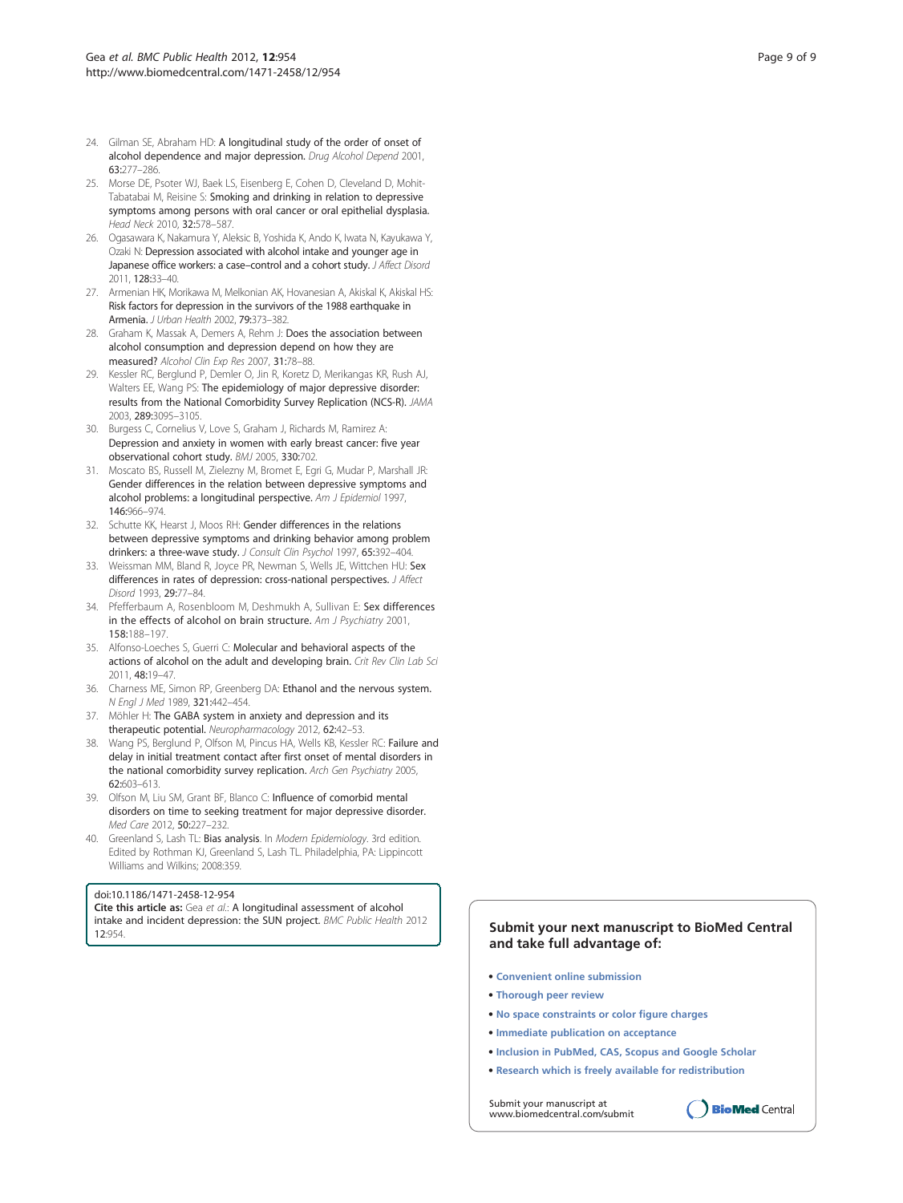24. Gilman SE, Abraham HD: **A longitudinal study of the order of onset of alcohol dependence and major depression.** *Drug Alcohol Depend* 2001, **63:**277–286.
25. Morse DE, Psoter WJ, Baek LS, Eisenberg E, Cohen D, Cleveland D, Mohit-Tabatabai M, Reisine S: **Smoking and drinking in relation to depressive symptoms among persons with oral cancer or oral epithelial dysplasia.** *Head Neck* 2010, **32:**578–587.
26. Ogasawara K, Nakamura Y, Aleksic B, Yoshida K, Ando K, Iwata N, Kayukawa Y, Ozaki N: **Depression associated with alcohol intake and younger age in Japanese office workers: a case–control and a cohort study.** *J Affect Disord* 2011, **128:**33–40.
27. Armenian HK, Morikawa M, Melkonian AK, Hovanesian A, Akiskal K, Akiskal HS: **Risk factors for depression in the survivors of the 1988 earthquake in Armenia.** *J Urban Health* 2002, **79:**373–382.
28. Graham K, Massak A, Demers A, Rehm J: **Does the association between alcohol consumption and depression depend on how they are measured?** *Alcohol Clin Exp Res* 2007, **31:**78–88.
29. Kessler RC, Berglund P, Demler O, Jin R, Koretz D, Merikangas KR, Rush AJ, Walters EE, Wang PS: **The epidemiology of major depressive disorder: results from the National Comorbidity Survey Replication (NCS-R).** *JAMA* 2003, **289:**3095–3105.
30. Burgess C, Cornelius V, Love S, Graham J, Richards M, Ramirez A: **Depression and anxiety in women with early breast cancer: five year observational cohort study.** *BMJ* 2005, **330:**702.
31. Moscato BS, Russell M, Zielezny M, Bromet E, Egri G, Mudar P, Marshall JR: **Gender differences in the relation between depressive symptoms and alcohol problems: a longitudinal perspective.** *Am J Epidemiol* 1997, **146:**966–974.
32. Schutte KK, Hearst J, Moos RH: **Gender differences in the relations between depressive symptoms and drinking behavior among problem drinkers: a three-wave study.** *J Consult Clin Psychol* 1997, **65:**392–404.
33. Weissman MM, Bland R, Joyce PR, Newman S, Wells JE, Wittchen HU: **Sex differences in rates of depression: cross-national perspectives.** *J Affect Disord* 1993, **29:**77–84.
34. Pfefferbaum A, Rosenbloom M, Deshmukh A, Sullivan E: **Sex differences in the effects of alcohol on brain structure.** *Am J Psychiatry* 2001, **158:**188–197.
35. Alfonso-Loeches S, Guerri C: **Molecular and behavioral aspects of the actions of alcohol on the adult and developing brain.** *Crit Rev Clin Lab Sci* 2011, **48:**19–47.
36. Charness ME, Simon RP, Greenberg DA: **Ethanol and the nervous system.** *N Engl J Med* 1989, **321:**442–454.
37. Möhler H: **The GABA system in anxiety and depression and its therapeutic potential.** *Neuropharmacology* 2012, **62:**42–53.
38. Wang PS, Berglund P, Olfson M, Pincus HA, Wells KB, Kessler RC: **Failure and delay in initial treatment contact after first onset of mental disorders in the national comorbidity survey replication.** *Arch Gen Psychiatry* 2005, **62:**603–613.
39. Olfson M, Liu SM, Grant BF, Blanco C: **Influence of comorbid mental disorders on time to seeking treatment for major depressive disorder.** *Med Care* 2012, **50:**227–232.
40. Greenland S, Lash TL: **Bias analysis.** In *Modern Epidemiology*. 3rd edition. Edited by Rothman KJ, Greenland S, Lash TL. Philadelphia, PA: Lippincott Williams and Wilkins; 2008:359.

doi:10.1186/1471-2458-12-954

**Cite this article as:** Gea *et al.*: A longitudinal assessment of alcohol intake and incident depression: the SUN project. *BMC Public Health* 2012 12:954.

**Submit your next manuscript to BioMed Central and take full advantage of:**

- **Convenient online submission**
- **Thorough peer review**
- **No space constraints or color figure charges**
- **Immediate publication on acceptance**
- **Inclusion in PubMed, CAS, Scopus and Google Scholar**
- **Research which is freely available for redistribution**

Submit your manuscript at www.biomedcentral.com/submit

BioMed Central